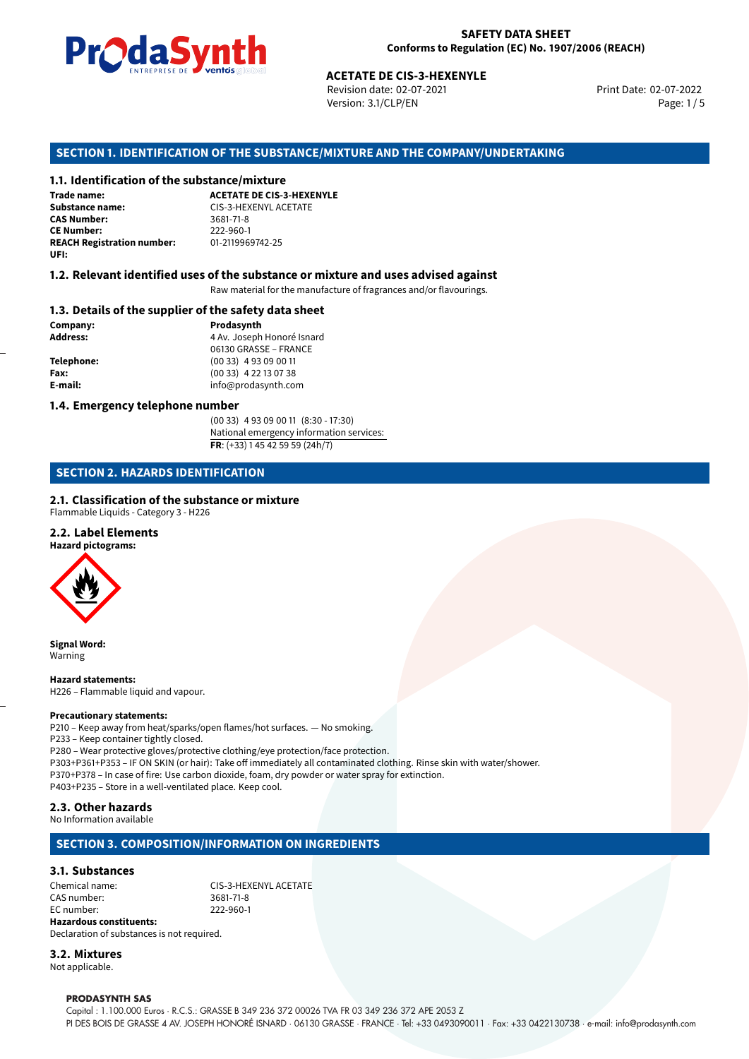**SAFETY DATA SHEET**
**Conforms to Regulation (EC) No. 1907/2006 (REACH)**

**ACETATE DE CIS-3-HEXENYLE**
Revision date: 02-07-2021
Version: 3.1/CLP/EN
Print Date: 02-07-2022

## SECTION 1. IDENTIFICATION OF THE SUBSTANCE/MIXTURE AND THE COMPANY/UNDERTAKING

### 1.1. Identification of the substance/mixture

**Trade name:** **ACETATE DE CIS-3-HEXENYLE**
**Substance name:** CIS-3-HEXENYL ACETATE
**CAS Number:** 3681-71-8
**CE Number:** 222-960-1
**REACH Registration number:** 01-2119969742-25
**UFI:**

### 1.2. Relevant identified uses of the substance or mixture and uses advised against

Raw material for the manufacture of fragrances and/or flavourings.

### 1.3. Details of the supplier of the safety data sheet

**Company:** **Prodasynth**
**Address:** 4 Av. Joseph Honoré Isnard
06130 GRASSE – FRANCE
**Telephone:** (00 33) 4 93 09 00 11
**Fax:** (00 33) 4 22 13 07 38
**E-mail:** info@prodasynth.com

### 1.4. Emergency telephone number

(00 33) 4 93 09 00 11 (8:30 - 17:30)
National emergency information services:
**FR**: (+33) 1 45 42 59 59 (24h/7)

## SECTION 2. HAZARDS IDENTIFICATION

### 2.1. Classification of the substance or mixture

Flammable Liquids - Category 3 - H226

### 2.2. Label Elements

**Hazard pictograms:**

**Signal Word:**
Warning

**Hazard statements:**
H226 – Flammable liquid and vapour.

**Precautionary statements:**
P210 – Keep away from heat/sparks/open flames/hot surfaces. — No smoking.
P233 – Keep container tightly closed.
P280 – Wear protective gloves/protective clothing/eye protection/face protection.
P303+P361+P353 – IF ON SKIN (or hair): Take off immediately all contaminated clothing. Rinse skin with water/shower.
P370+P378 – In case of fire: Use carbon dioxide, foam, dry powder or water spray for extinction.
P403+P235 – Store in a well-ventilated place. Keep cool.

### 2.3. Other hazards

No Information available

## SECTION 3. COMPOSITION/INFORMATION ON INGREDIENTS

### 3.1. Substances

Chemical name: CIS-3-HEXENYL ACETATE
CAS number: 3681-71-8
EC number: 222-960-1
**Hazardous constituents:**
Declaration of substances is not required.

### 3.2. Mixtures

Not applicable.

**PRODASYNTH SAS**
Capital : 1.100.000 Euros · R.C.S.: GRASSE B 349 236 372 00026 TVA FR 03 349 236 372 APE 2053 Z
PI DES BOIS DE GRASSE 4 AV. JOSEPH HONORÉ ISNARD · 06130 GRASSE · FRANCE · Tel: +33 0493090011 · Fax: +33 0422130738 · e-mail: info@prodasynth.com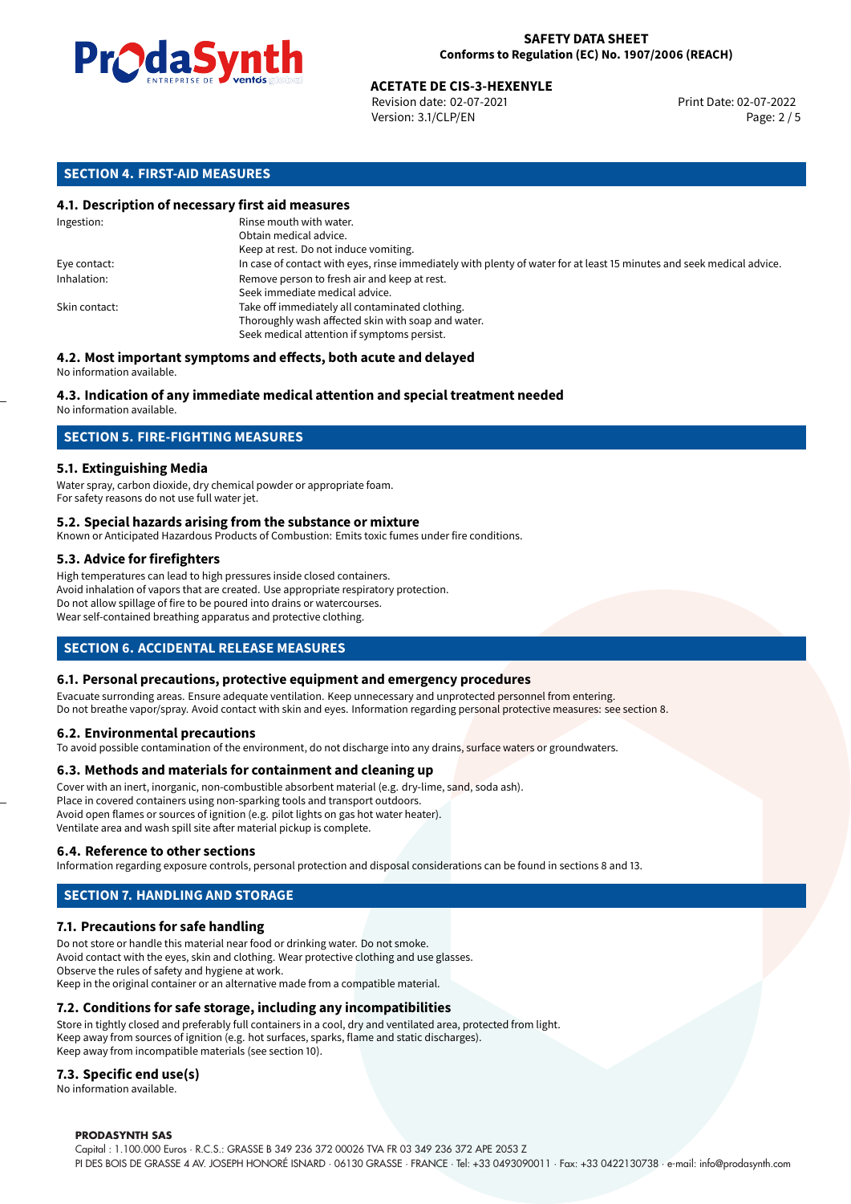## SECTION 4. FIRST-AID MEASURES

### 4.1. Description of necessary first aid measures

| | |
|---|---|
| Ingestion: | Rinse mouth with water.<br>Obtain medical advice.<br>Keep at rest. Do not induce vomiting. |
| Eye contact: | In case of contact with eyes, rinse immediately with plenty of water for at least 15 minutes and seek medical advice. |
| Inhalation: | Remove person to fresh air and keep at rest.<br>Seek immediate medical advice. |
| Skin contact: | Take off immediately all contaminated clothing.<br>Thoroughly wash affected skin with soap and water.<br>Seek medical attention if symptoms persist. |

### 4.2. Most important symptoms and effects, both acute and delayed

No information available.

### 4.3. Indication of any immediate medical attention and special treatment needed

No information available.

## SECTION 5. FIRE-FIGHTING MEASURES

### 5.1. Extinguishing Media

Water spray, carbon dioxide, dry chemical powder or appropriate foam.
For safety reasons do not use full water jet.

### 5.2. Special hazards arising from the substance or mixture

Known or Anticipated Hazardous Products of Combustion: Emits toxic fumes under fire conditions.

### 5.3. Advice for firefighters

High temperatures can lead to high pressures inside closed containers.
Avoid inhalation of vapors that are created. Use appropriate respiratory protection.
Do not allow spillage of fire to be poured into drains or watercourses.
Wear self-contained breathing apparatus and protective clothing.

## SECTION 6. ACCIDENTAL RELEASE MEASURES

### 6.1. Personal precautions, protective equipment and emergency procedures

Evacuate surronding areas. Ensure adequate ventilation. Keep unnecessary and unprotected personnel from entering.
Do not breathe vapor/spray. Avoid contact with skin and eyes. Information regarding personal protective measures: see section 8.

### 6.2. Environmental precautions

To avoid possible contamination of the environment, do not discharge into any drains, surface waters or groundwaters.

### 6.3. Methods and materials for containment and cleaning up

Cover with an inert, inorganic, non-combustible absorbent material (e.g. dry-lime, sand, soda ash).
Place in covered containers using non-sparking tools and transport outdoors.
Avoid open flames or sources of ignition (e.g. pilot lights on gas hot water heater).
Ventilate area and wash spill site after material pickup is complete.

### 6.4. Reference to other sections

Information regarding exposure controls, personal protection and disposal considerations can be found in sections 8 and 13.

## SECTION 7. HANDLING AND STORAGE

### 7.1. Precautions for safe handling

Do not store or handle this material near food or drinking water. Do not smoke.
Avoid contact with the eyes, skin and clothing. Wear protective clothing and use glasses.
Observe the rules of safety and hygiene at work.
Keep in the original container or an alternative made from a compatible material.

### 7.2. Conditions for safe storage, including any incompatibilities

Store in tightly closed and preferably full containers in a cool, dry and ventilated area, protected from light.
Keep away from sources of ignition (e.g. hot surfaces, sparks, flame and static discharges).
Keep away from incompatible materials (see section 10).

### 7.3. Specific end use(s)

No information available.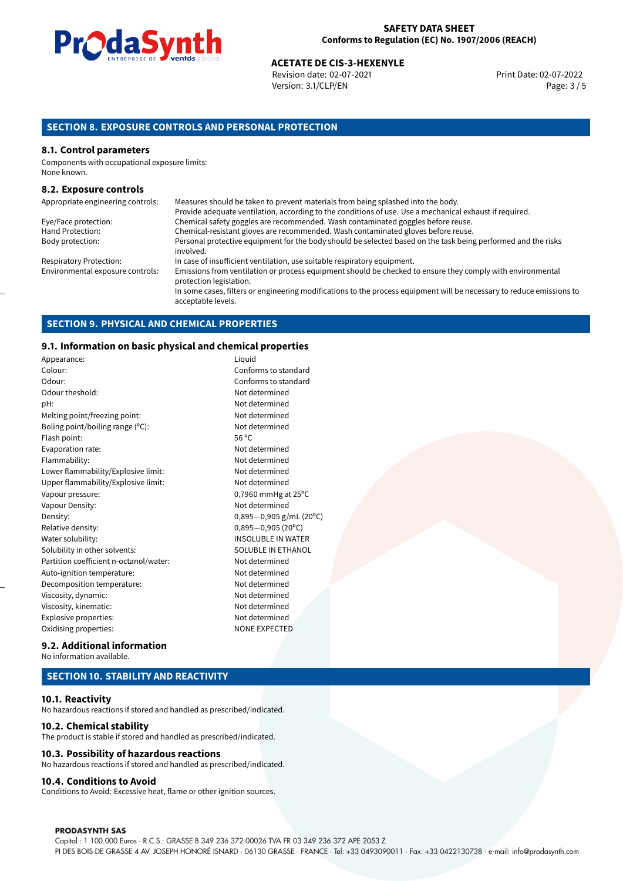## SECTION 8. EXPOSURE CONTROLS AND PERSONAL PROTECTION

### 8.1. Control parameters

Components with occupational exposure limits:
None known.

### 8.2. Exposure controls

| | |
|---|---|
| Appropriate engineering controls: | Measures should be taken to prevent materials from being splashed into the body. Provide adequate ventilation, according to the conditions of use. Use a mechanical exhaust if required. |
| Eye/Face protection: | Chemical safety goggles are recommended. Wash contaminated goggles before reuse. |
| Hand Protection: | Chemical-resistant gloves are recommended. Wash contaminated gloves before reuse. |
| Body protection: | Personal protective equipment for the body should be selected based on the task being performed and the risks involved. |
| Respiratory Protection: | In case of insufficient ventilation, use suitable respiratory equipment. |
| Environmental exposure controls: | Emissions from ventilation or process equipment should be checked to ensure they comply with environmental protection legislation. In some cases, filters or engineering modifications to the process equipment will be necessary to reduce emissions to acceptable levels. |

## SECTION 9. PHYSICAL AND CHEMICAL PROPERTIES

### 9.1. Information on basic physical and chemical properties

| | |
|---|---|
| Appearance: | Liquid |
| Colour: | Conforms to standard |
| Odour: | Conforms to standard |
| Odour theshold: | Not determined |
| pH: | Not determined |
| Melting point/freezing point: | Not determined |
| Boling point/boiling range (°C): | Not determined |
| Flash point: | 56 °C |
| Evaporation rate: | Not determined |
| Flammability: | Not determined |
| Lower flammability/Explosive limit: | Not determined |
| Upper flammability/Explosive limit: | Not determined |
| Vapour pressure: | 0,7960 mmHg at 25°C |
| Vapour Density: | Not determined |
| Density: | 0,895−0,905 g/mL (20°C) |
| Relative density: | 0,895−0,905 (20°C) |
| Water solubility: | INSOLUBLE IN WATER |
| Solubility in other solvents: | SOLUBLE IN ETHANOL |
| Partition coefficient n-octanol/water: | Not determined |
| Auto-ignition temperature: | Not determined |
| Decomposition temperature: | Not determined |
| Viscosity, dynamic: | Not determined |
| Viscosity, kinematic: | Not determined |
| Explosive properties: | Not determined |
| Oxidising properties: | NONE EXPECTED |

### 9.2. Additional information

No information available.

## SECTION 10. STABILITY AND REACTIVITY

### 10.1. Reactivity

No hazardous reactions if stored and handled as prescribed/indicated.

### 10.2. Chemical stability

The product is stable if stored and handled as prescribed/indicated.

### 10.3. Possibility of hazardous reactions

No hazardous reactions if stored and handled as prescribed/indicated.

### 10.4. Conditions to Avoid

Conditions to Avoid: Excessive heat, flame or other ignition sources.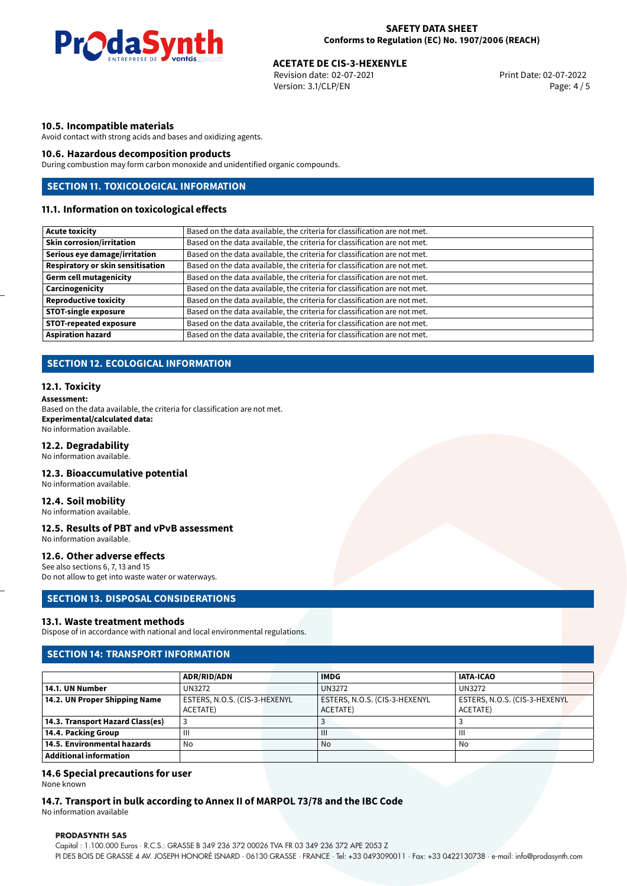### 10.5. Incompatible materials

Avoid contact with strong acids and bases and oxidizing agents.

### 10.6. Hazardous decomposition products

During combustion may form carbon monoxide and unidentified organic compounds.

## SECTION 11. TOXICOLOGICAL INFORMATION

### 11.1. Information on toxicological effects

| | |
|---|---|
| **Acute toxicity** | Based on the data available, the criteria for classification are not met. |
| **Skin corrosion/irritation** | Based on the data available, the criteria for classification are not met. |
| **Serious eye damage/irritation** | Based on the data available, the criteria for classification are not met. |
| **Respiratory or skin sensitisation** | Based on the data available, the criteria for classification are not met. |
| **Germ cell mutagenicity** | Based on the data available, the criteria for classification are not met. |
| **Carcinogenicity** | Based on the data available, the criteria for classification are not met. |
| **Reproductive toxicity** | Based on the data available, the criteria for classification are not met. |
| **STOT-single exposure** | Based on the data available, the criteria for classification are not met. |
| **STOT-repeated exposure** | Based on the data available, the criteria for classification are not met. |
| **Aspiration hazard** | Based on the data available, the criteria for classification are not met. |

## SECTION 12. ECOLOGICAL INFORMATION

### 12.1. Toxicity

**Assessment:**
Based on the data available, the criteria for classification are not met.
**Experimental/calculated data:**
No information available.

### 12.2. Degradability

No information available.

### 12.3. Bioaccumulative potential

No information available.

### 12.4. Soil mobility

No information available.

### 12.5. Results of PBT and vPvB assessment

No information available.

### 12.6. Other adverse effects

See also sections 6, 7, 13 and 15
Do not allow to get into waste water or waterways.

## SECTION 13. DISPOSAL CONSIDERATIONS

### 13.1. Waste treatment methods

Dispose of in accordance with national and local environmental regulations.

## SECTION 14: TRANSPORT INFORMATION

| | ADR/RID/ADN | IMDG | IATA-ICAO |
|---|---|---|---|
| **14.1. UN Number** | UN3272 | UN3272 | UN3272 |
| **14.2. UN Proper Shipping Name** | ESTERS, N.O.S. (CIS-3-HEXENYL ACETATE) | ESTERS, N.O.S. (CIS-3-HEXENYL ACETATE) | ESTERS, N.O.S. (CIS-3-HEXENYL ACETATE) |
| **14.3. Transport Hazard Class(es)** | 3 | 3 | 3 |
| **14.4. Packing Group** | III | III | III |
| **14.5. Environmental hazards** | No | No | No |
| **Additional information** | | | |

### 14.6 Special precautions for user

None known

### 14.7. Transport in bulk according to Annex II of MARPOL 73/78 and the IBC Code

No information available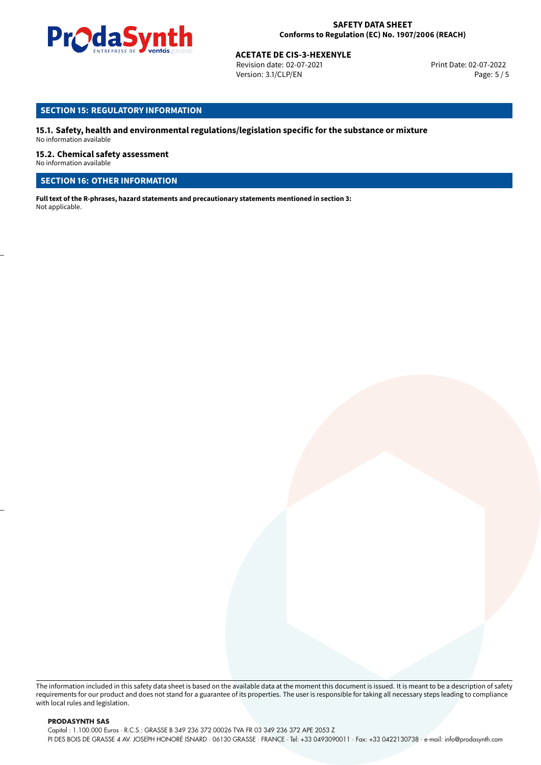## SECTION 15: REGULATORY INFORMATION

### 15.1. Safety, health and environmental regulations/legislation specific for the substance or mixture

No information available

### 15.2. Chemical safety assessment

No information available

## SECTION 16: OTHER INFORMATION

**Full text of the R-phrases, hazard statements and precautionary statements mentioned in section 3:**
Not applicable.

The information included in this safety data sheet is based on the available data at the moment this document is issued. It is meant to be a description of safety requirements for our product and does not stand for a guarantee of its properties. The user is responsible for taking all necessary steps leading to compliance with local rules and legislation.

**PRODASYNTH SAS**
Capital : 1.100.000 Euros · R.C.S.: GRASSE B 349 236 372 00026 TVA FR 03 349 236 372 APE 2053 Z
PI DES BOIS DE GRASSE 4 AV. JOSEPH HONORÉ ISNARD · 06130 GRASSE · FRANCE · Tel: +33 0493090011 · Fax: +33 0422130738 · e-mail: info@prodasynth.com